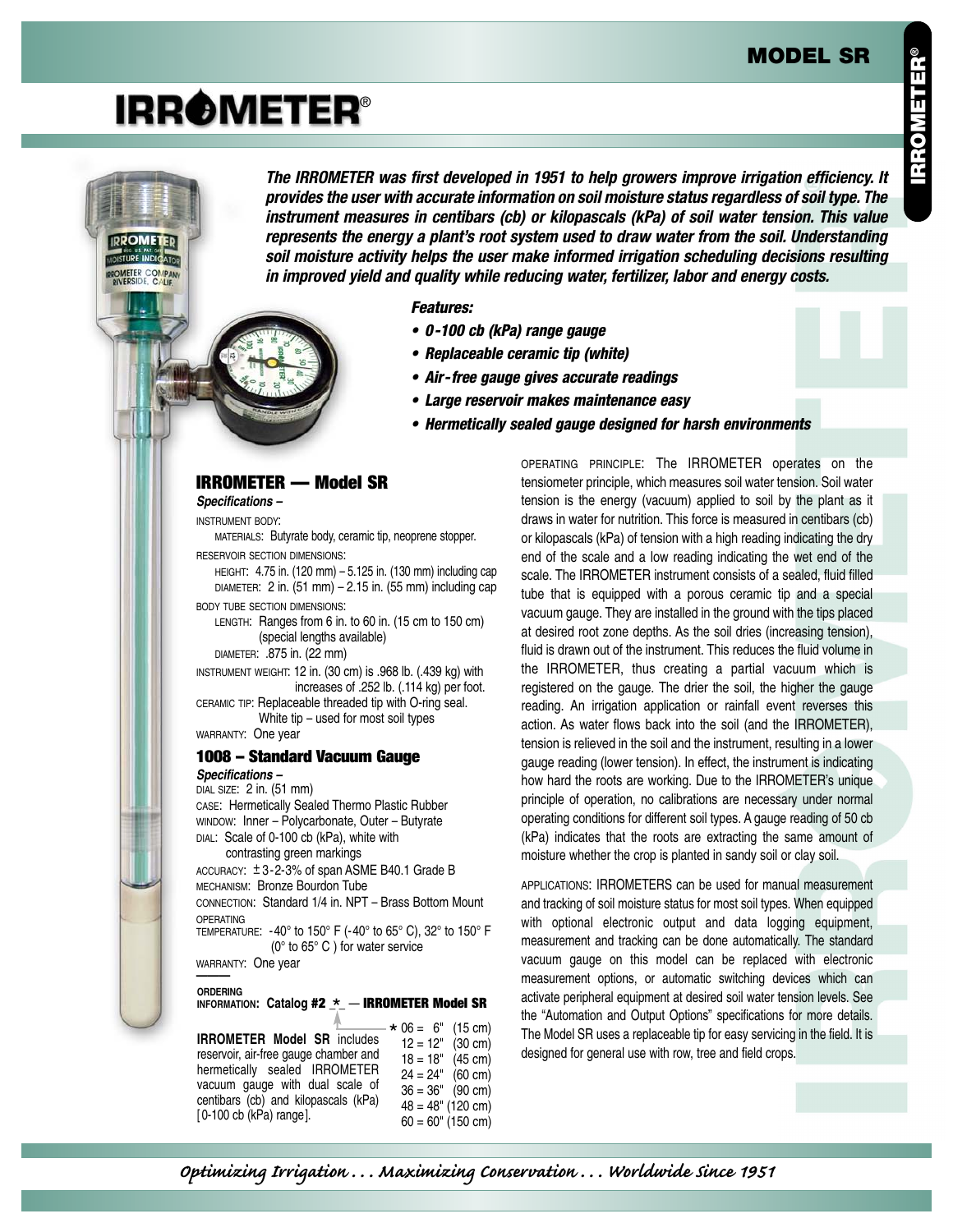# MODEL SR

# IRROMETER®

***The IRROMETER was first developed in 1951 to help growers improve irrigation efficiency. It provides the user with accurate information on soil moisture status regardless of soil type. The instrument measures in centibars (cb) or kilopascals (kPa) of soil water tension. This value represents the energy a plant's root system used to draw water from the soil. Understanding soil moisture activity helps the user make informed irrigation scheduling decisions resulting in improved yield and quality while reducing water, fertilizer, labor and energy costs.***

***Features:***

- ***0-100 cb (kPa) range gauge***
- ***Replaceable ceramic tip (white)***
- ***Air-free gauge gives accurate readings***
- ***Large reservoir makes maintenance easy***
- ***Hermetically sealed gauge designed for harsh environments***

## IRROMETER — Model SR

***Specifications –***

INSTRUMENT BODY:
MATERIALS: Butyrate body, ceramic tip, neoprene stopper.

RESERVOIR SECTION DIMENSIONS:
HEIGHT: 4.75 in. (120 mm) – 5.125 in. (130 mm) including cap
DIAMETER: 2 in. (51 mm) – 2.15 in. (55 mm) including cap

BODY TUBE SECTION DIMENSIONS:
LENGTH: Ranges from 6 in. to 60 in. (15 cm to 150 cm) (special lengths available)
DIAMETER: .875 in. (22 mm)

INSTRUMENT WEIGHT: 12 in. (30 cm) is .968 lb. (.439 kg) with increases of .252 lb. (.114 kg) per foot.

CERAMIC TIP: Replaceable threaded tip with O-ring seal. White tip – used for most soil types

WARRANTY: One year

## 1008 – Standard Vacuum Gauge

***Specifications –***

DIAL SIZE: 2 in. (51 mm)
CASE: Hermetically Sealed Thermo Plastic Rubber
WINDOW: Inner – Polycarbonate, Outer – Butyrate
DIAL: Scale of 0-100 cb (kPa), white with contrasting green markings
ACCURACY: ±3-2-3% of span ASME B40.1 Grade B
MECHANISM: Bronze Bourdon Tube
CONNECTION: Standard 1/4 in. NPT – Brass Bottom Mount
OPERATING TEMPERATURE: -40° to 150° F (-40° to 65° C), 32° to 150° F (0° to 65° C) for water service
WARRANTY: One year

**ORDERING INFORMATION: Catalog #2 _*_ — IRROMETER Model SR**

**IRROMETER Model SR** includes reservoir, air-free gauge chamber and hermetically sealed IRROMETER vacuum gauge with dual scale of centibars (cb) and kilopascals (kPa) [0-100 cb (kPa) range].

* 06 = 6" (15 cm)
12 = 12" (30 cm)
18 = 18" (45 cm)
24 = 24" (60 cm)
36 = 36" (90 cm)
48 = 48" (120 cm)
60 = 60" (150 cm)

OPERATING PRINCIPLE: The IRROMETER operates on the tensiometer principle, which measures soil water tension. Soil water tension is the energy (vacuum) applied to soil by the plant as it draws in water for nutrition. This force is measured in centibars (cb) or kilopascals (kPa) of tension with a high reading indicating the dry end of the scale and a low reading indicating the wet end of the scale. The IRROMETER instrument consists of a sealed, fluid filled tube that is equipped with a porous ceramic tip and a special vacuum gauge. They are installed in the ground with the tips placed at desired root zone depths. As the soil dries (increasing tension), fluid is drawn out of the instrument. This reduces the fluid volume in the IRROMETER, thus creating a partial vacuum which is registered on the gauge. The drier the soil, the higher the gauge reading. An irrigation application or rainfall event reverses this action. As water flows back into the soil (and the IRROMETER), tension is relieved in the soil and the instrument, resulting in a lower gauge reading (lower tension). In effect, the instrument is indicating how hard the roots are working. Due to the IRROMETER's unique principle of operation, no calibrations are necessary under normal operating conditions for different soil types. A gauge reading of 50 cb (kPa) indicates that the roots are extracting the same amount of moisture whether the crop is planted in sandy soil or clay soil.

APPLICATIONS: IRROMETERS can be used for manual measurement and tracking of soil moisture status for most soil types. When equipped with optional electronic output and data logging equipment, measurement and tracking can be done automatically. The standard vacuum gauge on this model can be replaced with electronic measurement options, or automatic switching devices which can activate peripheral equipment at desired soil water tension levels. See the "Automation and Output Options" specifications for more details. The Model SR uses a replaceable tip for easy servicing in the field. It is designed for general use with row, tree and field crops.

*Optimizing Irrigation . . . Maximizing Conservation . . . Worldwide Since 1951*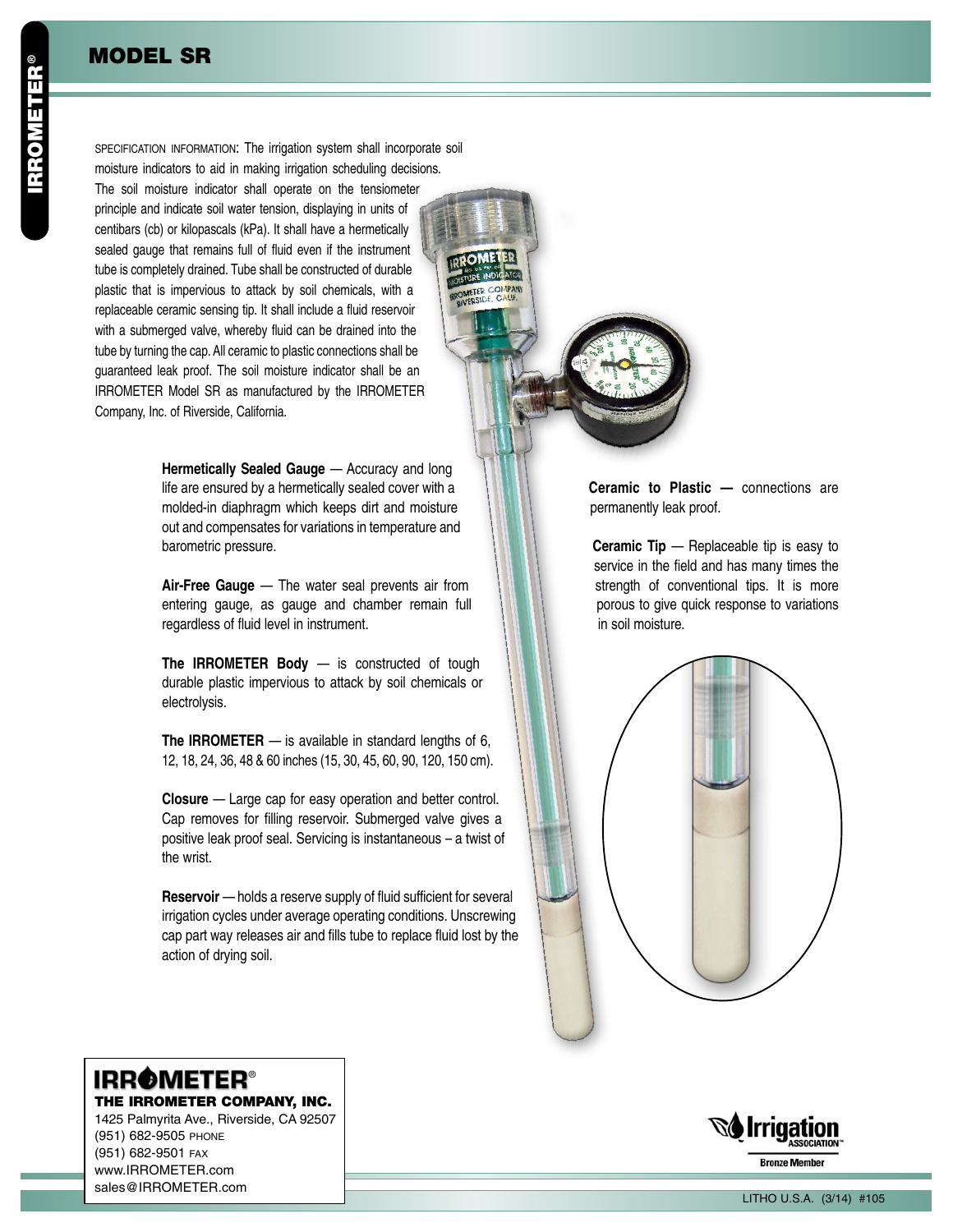# MODEL SR

SPECIFICATION INFORMATION: The irrigation system shall incorporate soil moisture indicators to aid in making irrigation scheduling decisions. The soil moisture indicator shall operate on the tensiometer principle and indicate soil water tension, displaying in units of centibars (cb) or kilopascals (kPa). It shall have a hermetically sealed gauge that remains full of fluid even if the instrument tube is completely drained. Tube shall be constructed of durable plastic that is impervious to attack by soil chemicals, with a replaceable ceramic sensing tip. It shall include a fluid reservoir with a submerged valve, whereby fluid can be drained into the tube by turning the cap. All ceramic to plastic connections shall be guaranteed leak proof. The soil moisture indicator shall be an IRROMETER Model SR as manufactured by the IRROMETER Company, Inc. of Riverside, California.

**Hermetically Sealed Gauge** — Accuracy and long life are ensured by a hermetically sealed cover with a molded-in diaphragm which keeps dirt and moisture out and compensates for variations in temperature and barometric pressure.

**Air-Free Gauge** — The water seal prevents air from entering gauge, as gauge and chamber remain full regardless of fluid level in instrument.

**The IRROMETER Body** — is constructed of tough durable plastic impervious to attack by soil chemicals or electrolysis.

**The IRROMETER** — is available in standard lengths of 6, 12, 18, 24, 36, 48 & 60 inches (15, 30, 45, 60, 90, 120, 150 cm).

**Closure** — Large cap for easy operation and better control. Cap removes for filling reservoir. Submerged valve gives a positive leak proof seal. Servicing is instantaneous – a twist of the wrist.

**Reservoir** — holds a reserve supply of fluid sufficient for several irrigation cycles under average operating conditions. Unscrewing cap part way releases air and fills tube to replace fluid lost by the action of drying soil.

**Ceramic to Plastic —** connections are permanently leak proof.

**Ceramic Tip** — Replaceable tip is easy to service in the field and has many times the strength of conventional tips. It is more porous to give quick response to variations in soil moisture.

**IRROMETER®**
**THE IRROMETER COMPANY, INC.**
1425 Palmyrita Ave., Riverside, CA 92507
(951) 682-9505 PHONE
(951) 682-9501 FAX
www.IRROMETER.com
sales@IRROMETER.com

Irrigation Association™ Bronze Member

LITHO U.S.A. (3/14) #105